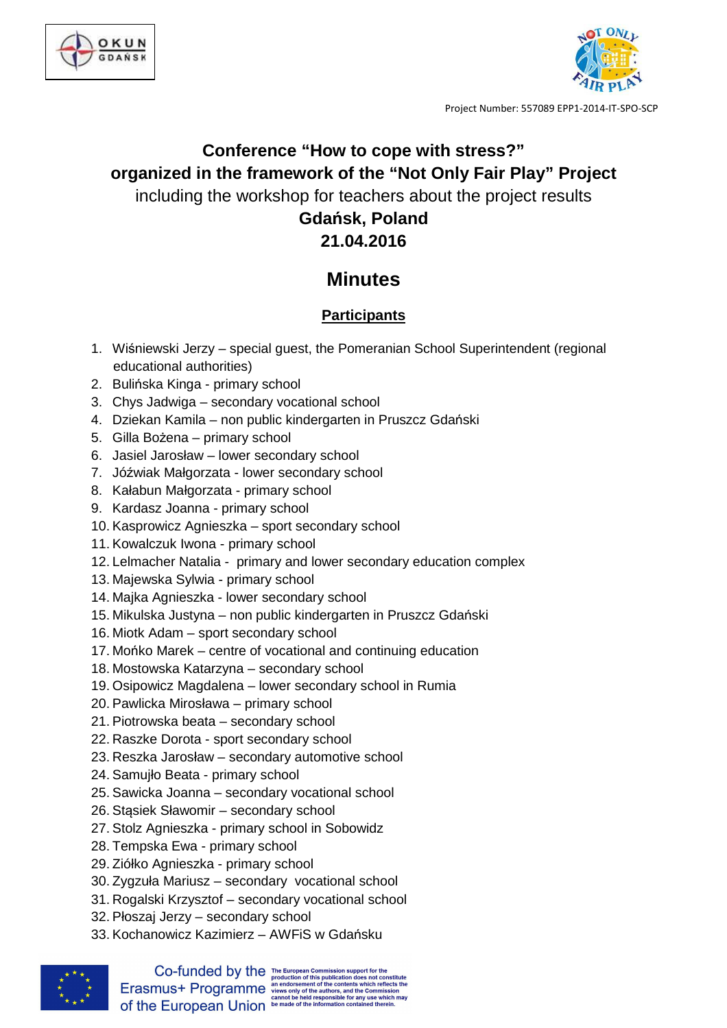Project Number: 557089 EPP1-2014-IT-SPO-SCP

# Conference "How to cope with stress?"
# organized in the framework of the "Not Only Fair Play" Project

including the workshop for teachers about the project results

**Gdańsk, Poland**

**21.04.2016**

## Minutes

### Participants

1. Wiśniewski Jerzy – special guest, the Pomeranian School Superintendent (regional educational authorities)
2. Bulińska Kinga - primary school
3. Chys Jadwiga – secondary vocational school
4. Dziekan Kamila – non public kindergarten in Pruszcz Gdański
5. Gilla Bożena – primary school
6. Jasiel Jarosław – lower secondary school
7. Jóźwiak Małgorzata - lower secondary school
8. Kałabun Małgorzata - primary school
9. Kardasz Joanna - primary school
10. Kasprowicz Agnieszka – sport secondary school
11. Kowalczuk Iwona - primary school
12. Lelmacher Natalia - primary and lower secondary education complex
13. Majewska Sylwia - primary school
14. Majka Agnieszka - lower secondary school
15. Mikulska Justyna – non public kindergarten in Pruszcz Gdański
16. Miotk Adam – sport secondary school
17. Mońko Marek – centre of vocational and continuing education
18. Mostowska Katarzyna – secondary school
19. Osipowicz Magdalena – lower secondary school in Rumia
20. Pawlicka Mirosława – primary school
21. Piotrowska beata – secondary school
22. Raszke Dorota - sport secondary school
23. Reszka Jarosław – secondary automotive school
24. Samujło Beata - primary school
25. Sawicka Joanna – secondary vocational school
26. Stąsiek Sławomir – secondary school
27. Stolz Agnieszka - primary school in Sobowidz
28. Tempska Ewa - primary school
29. Ziółko Agnieszka - primary school
30. Zygzuła Mariusz – secondary vocational school
31. Rogalski Krzysztof – secondary vocational school
32. Płoszaj Jerzy – secondary school
33. Kochanowicz Kazimierz – AWFiS w Gdańsku

Co-funded by the Erasmus+ Programme of the European Union

The European Commission support for the production of this publication does not constitute an endorsement of the contents which reflects the views only of the authors, and the Commission cannot be held responsible for any use which may be made of the information contained therein.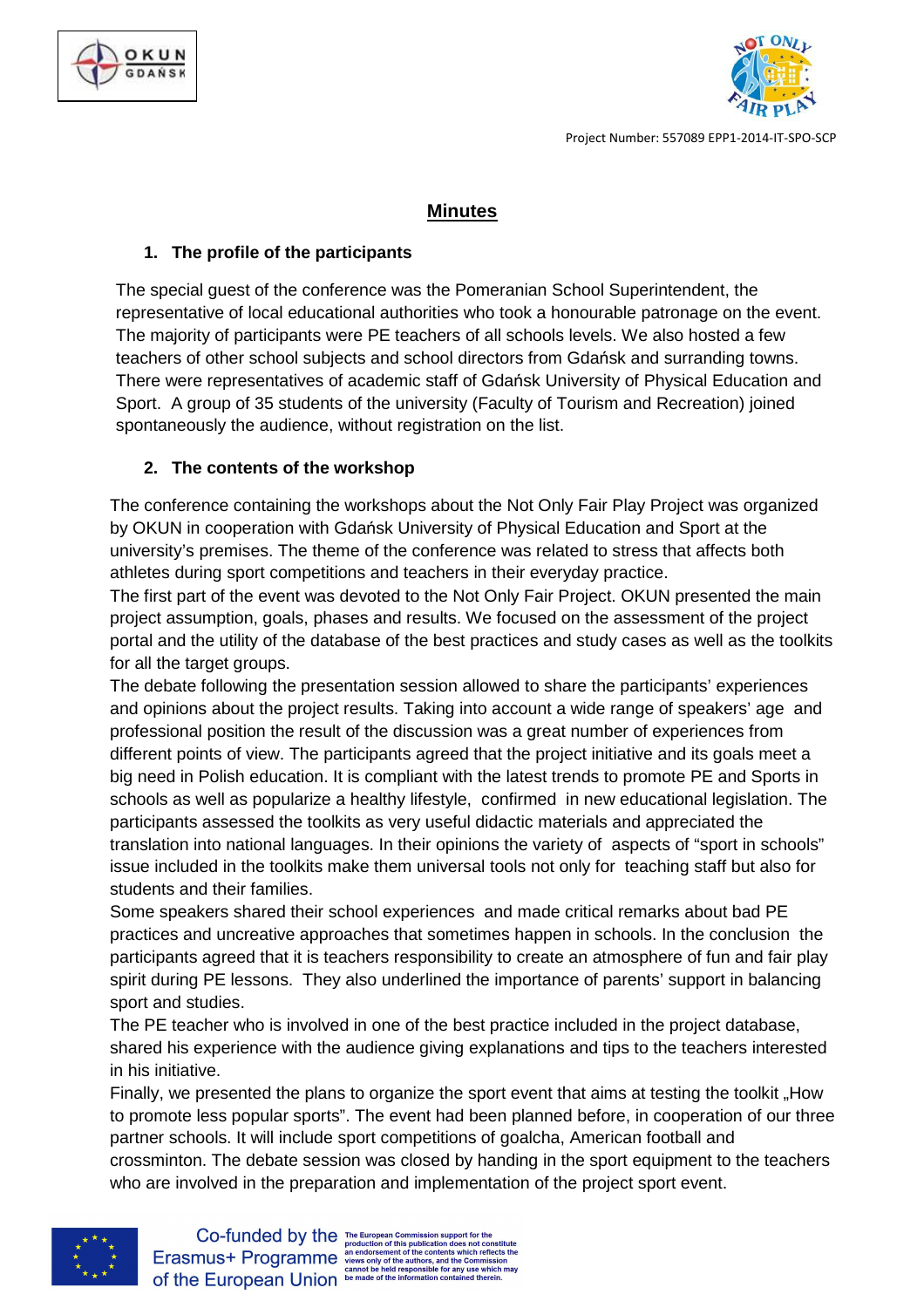## Minutes

1. **The profile of the participants**

The special guest of the conference was the Pomeranian School Superintendent, the representative of local educational authorities who took a honourable patronage on the event. The majority of participants were PE teachers of all schools levels. We also hosted a few teachers of other school subjects and school directors from Gdańsk and surranding towns. There were representatives of academic staff of Gdańsk University of Physical Education and Sport. A group of 35 students of the university (Faculty of Tourism and Recreation) joined spontaneously the audience, without registration on the list.

2. **The contents of the workshop**

The conference containing the workshops about the Not Only Fair Play Project was organized by OKUN in cooperation with Gdańsk University of Physical Education and Sport at the university's premises. The theme of the conference was related to stress that affects both athletes during sport competitions and teachers in their everyday practice.

The first part of the event was devoted to the Not Only Fair Project. OKUN presented the main project assumption, goals, phases and results. We focused on the assessment of the project portal and the utility of the database of the best practices and study cases as well as the toolkits for all the target groups.

The debate following the presentation session allowed to share the participants' experiences and opinions about the project results. Taking into account a wide range of speakers' age and professional position the result of the discussion was a great number of experiences from different points of view. The participants agreed that the project initiative and its goals meet a big need in Polish education. It is compliant with the latest trends to promote PE and Sports in schools as well as popularize a healthy lifestyle, confirmed in new educational legislation. The participants assessed the toolkits as very useful didactic materials and appreciated the translation into national languages. In their opinions the variety of aspects of "sport in schools" issue included in the toolkits make them universal tools not only for teaching staff but also for students and their families.

Some speakers shared their school experiences and made critical remarks about bad PE practices and uncreative approaches that sometimes happen in schools. In the conclusion the participants agreed that it is teachers responsibility to create an atmosphere of fun and fair play spirit during PE lessons. They also underlined the importance of parents' support in balancing sport and studies.

The PE teacher who is involved in one of the best practice included in the project database, shared his experience with the audience giving explanations and tips to the teachers interested in his initiative.

Finally, we presented the plans to organize the sport event that aims at testing the toolkit „How to promote less popular sports". The event had been planned before, in cooperation of our three partner schools. It will include sport competitions of goalcha, American football and crossminton. The debate session was closed by handing in the sport equipment to the teachers who are involved in the preparation and implementation of the project sport event.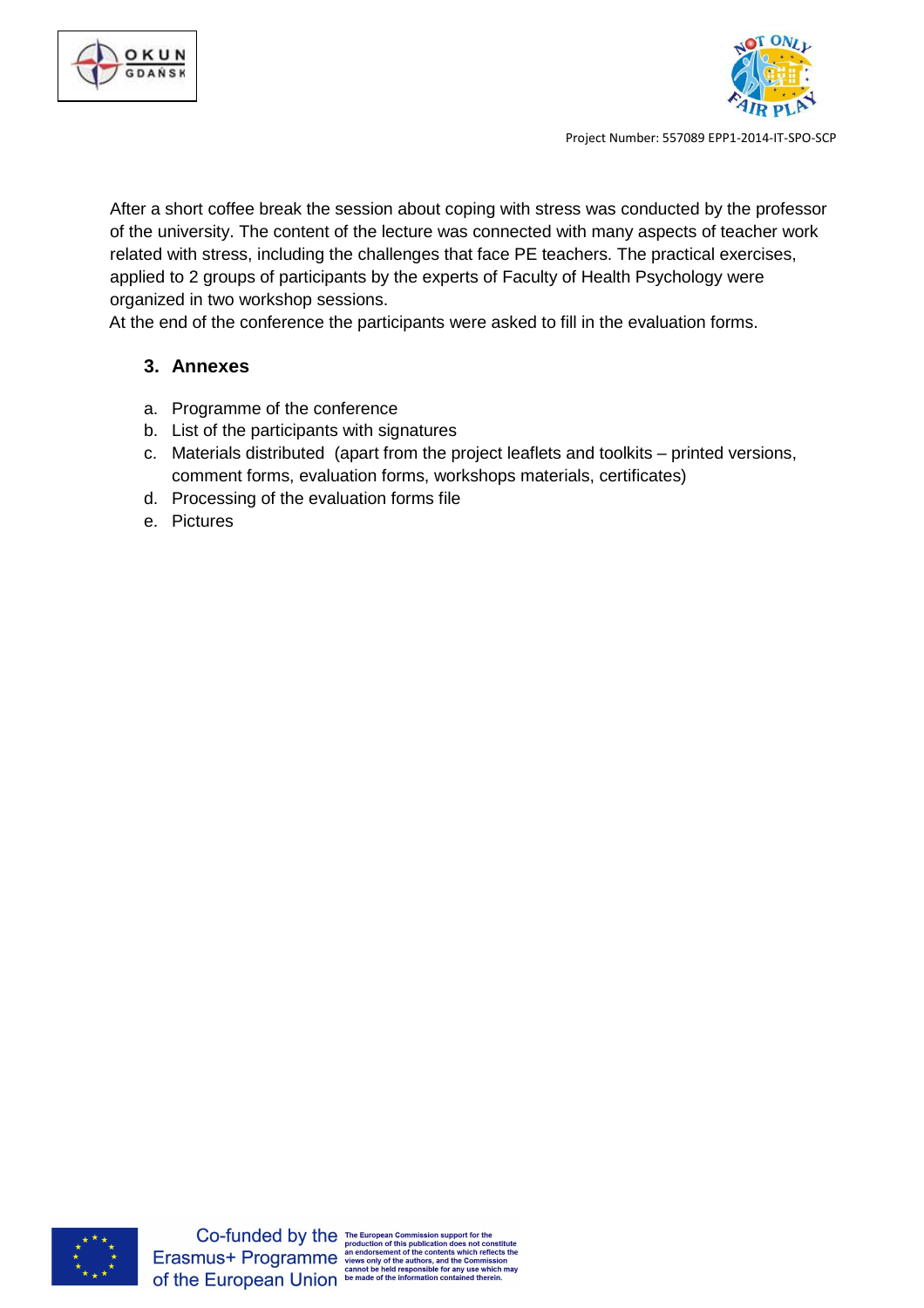After a short coffee break the session about coping with stress was conducted by the professor of the university. The content of the lecture was connected with many aspects of teacher work related with stress, including the challenges that face PE teachers. The practical exercises, applied to 2 groups of participants by the experts of Faculty of Health Psychology were organized in two workshop sessions.

At the end of the conference the participants were asked to fill in the evaluation forms.

### 3. Annexes

a. Programme of the conference
b. List of the participants with signatures
c. Materials distributed (apart from the project leaflets and toolkits – printed versions, comment forms, evaluation forms, workshops materials, certificates)
d. Processing of the evaluation forms file
e. Pictures